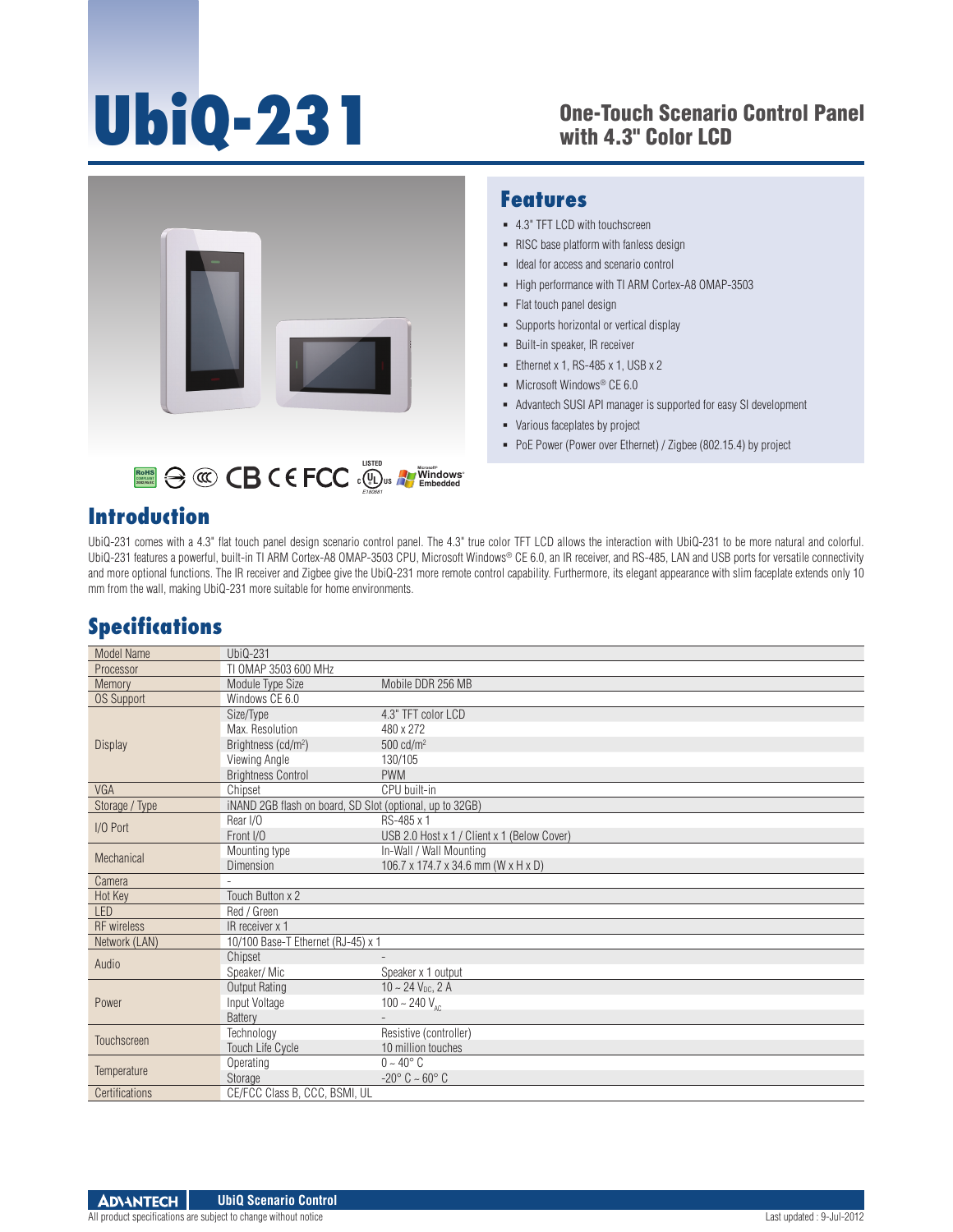# UbiQ-231

## One-Touch Scenario Control Panel with 4.3" Color LCD

## Features

- 4.3" TFT LCD with touchscreen
- RISC base platform with fanless design
- Ideal for access and scenario control
- High performance with TI ARM Cortex-A8 OMAP-3503
- Flat touch panel design
- Supports horizontal or vertical display
- Built-in speaker, IR receiver
- Ethernet x 1, RS-485 x 1, USB x 2
- Microsoft Windows® CE 6.0
- Advantech SUSI API manager is supported for easy SI development
- Various faceplates by project
- PoE Power (Power over Ethernet) / Zigbee (802.15.4) by project

## Introduction

UbiQ-231 comes with a 4.3" flat touch panel design scenario control panel. The 4.3" true color TFT LCD allows the interaction with UbiQ-231 to be more natural and colorful. UbiQ-231 features a powerful, built-in TI ARM Cortex-A8 OMAP-3503 CPU, Microsoft Windows® CE 6.0, an IR receiver, and RS-485, LAN and USB ports for versatile connectivity and more optional functions. The IR receiver and Zigbee give the UbiQ-231 more remote control capability. Furthermore, its elegant appearance with slim faceplate extends only 10 mm from the wall, making UbiQ-231 more suitable for home environments.

## Specifications

| | | |
|---|---|---|
| Model Name | UbiQ-231 | |
| Processor | TI OMAP 3503 600 MHz | |
| Memory | Module Type Size | Mobile DDR 256 MB |
| OS Support | Windows CE 6.0 | |
| Display | Size/Type | 4.3" TFT color LCD |
| | Max. Resolution | 480 x 272 |
| | Brightness (cd/m²) | 500 cd/m² |
| | Viewing Angle | 130/105 |
| | Brightness Control | PWM |
| VGA | Chipset | CPU built-in |
| Storage / Type | iNAND 2GB flash on board, SD Slot (optional, up to 32GB) | |
| I/O Port | Rear I/O | RS-485 x 1 |
| | Front I/O | USB 2.0 Host x 1 / Client x 1 (Below Cover) |
| Mechanical | Mounting type | In-Wall / Wall Mounting |
| | Dimension | 106.7 x 174.7 x 34.6 mm (W x H x D) |
| Camera | - | |
| Hot Key | Touch Button x 2 | |
| LED | Red / Green | |
| RF wireless | IR receiver x 1 | |
| Network (LAN) | 10/100 Base-T Ethernet (RJ-45) x 1 | |
| Audio | Chipset | - |
| | Speaker/ Mic | Speaker x 1 output |
| Power | Output Rating | 10 ~ 24 $V_{DC}$, 2 A |
| | Input Voltage | 100 ~ 240 $V_{AC}$ |
| | Battery | - |
| Touchscreen | Technology | Resistive (controller) |
| | Touch Life Cycle | 10 million touches |
| Temperature | Operating | 0 ~ 40° C |
| | Storage | -20° C ~ 60° C |
| Certifications | CE/FCC Class B, CCC, BSMI, UL | |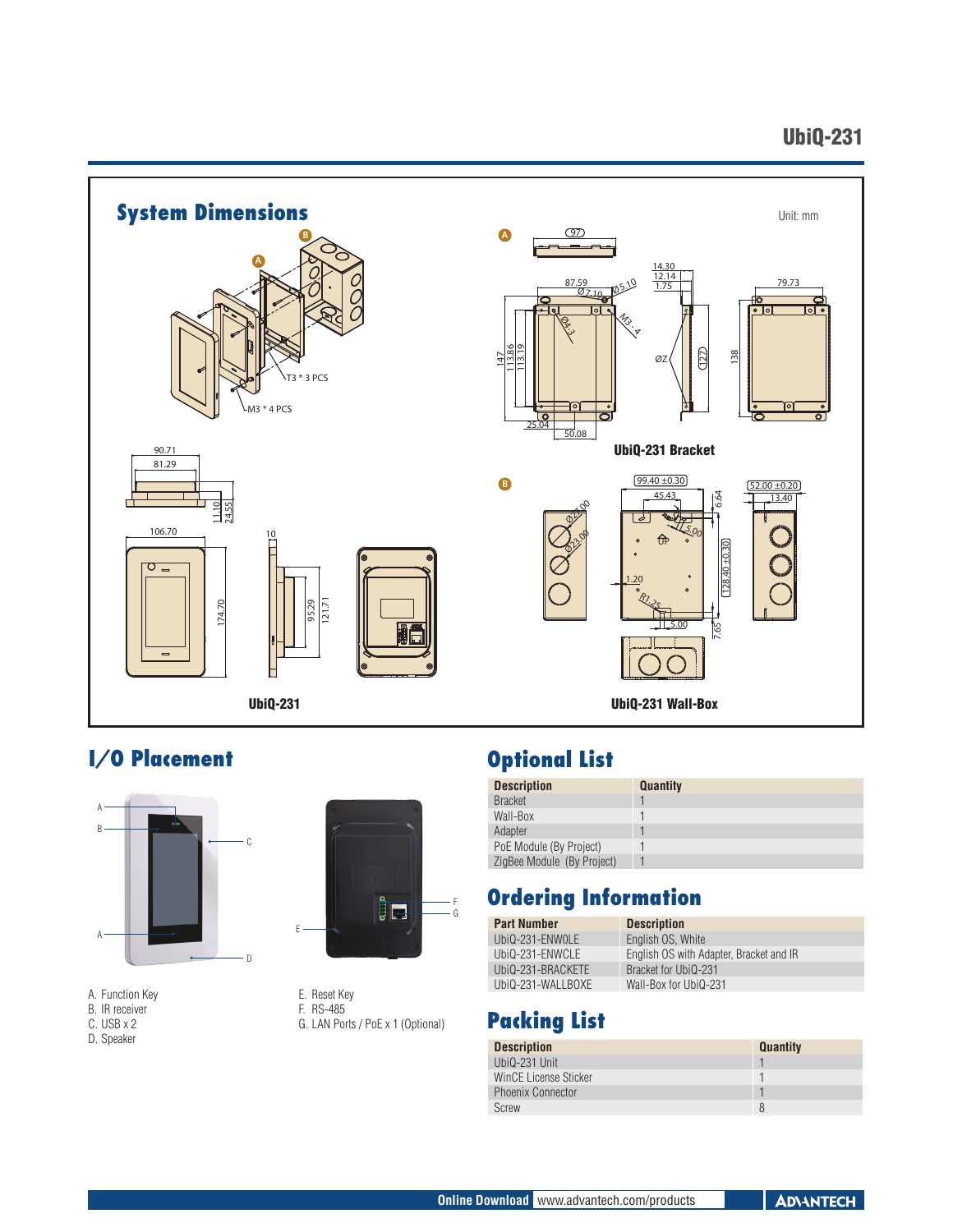## System Dimensions

Unit: mm

T3 * 3 PCS

M3 * 4 PCS

90.71
81.29
11.10
24.55

106.70
174.70
10
95.29
121.71

UbiQ-231

97
87.59
Ø7.10
Ø5.10
Ø4.3
M3 - 4
14.30
12.14
1.75
ØZ
127
147
113.86
113.19
25.04
50.08
79.73
138

UbiQ-231 Bracket

99.40 ±0.30
45.43
6.64
Ø23.00
Ø23.00
15.00
UP
1.20
R1.25
5.00
128.40 ±0.30
7.65
52.00 ±0.20
13.40

UbiQ-231 Wall-Box

## I/O Placement

A. Function Key
B. IR receiver
C. USB x 2
D. Speaker

E. Reset Key
F. RS-485
G. LAN Ports / PoE x 1 (Optional)

## Optional List

| Description | Quantity |
|---|---|
| Bracket | 1 |
| Wall-Box | 1 |
| Adapter | 1 |
| PoE Module (By Project) | 1 |
| ZigBee Module (By Project) | 1 |

## Ordering Information

| Part Number | Description |
|---|---|
| UbiQ-231-ENWOLE | English OS, White |
| UbiQ-231-ENWCLE | English OS with Adapter, Bracket and IR |
| UbiQ-231-BRACKETE | Bracket for UbiQ-231 |
| UbiQ-231-WALLBOXE | Wall-Box for UbiQ-231 |

## Packing List

| Description | Quantity |
|---|---|
| UbiQ-231 Unit | 1 |
| WinCE License Sticker | 1 |
| Phoenix Connector | 1 |
| Screw | 8 |